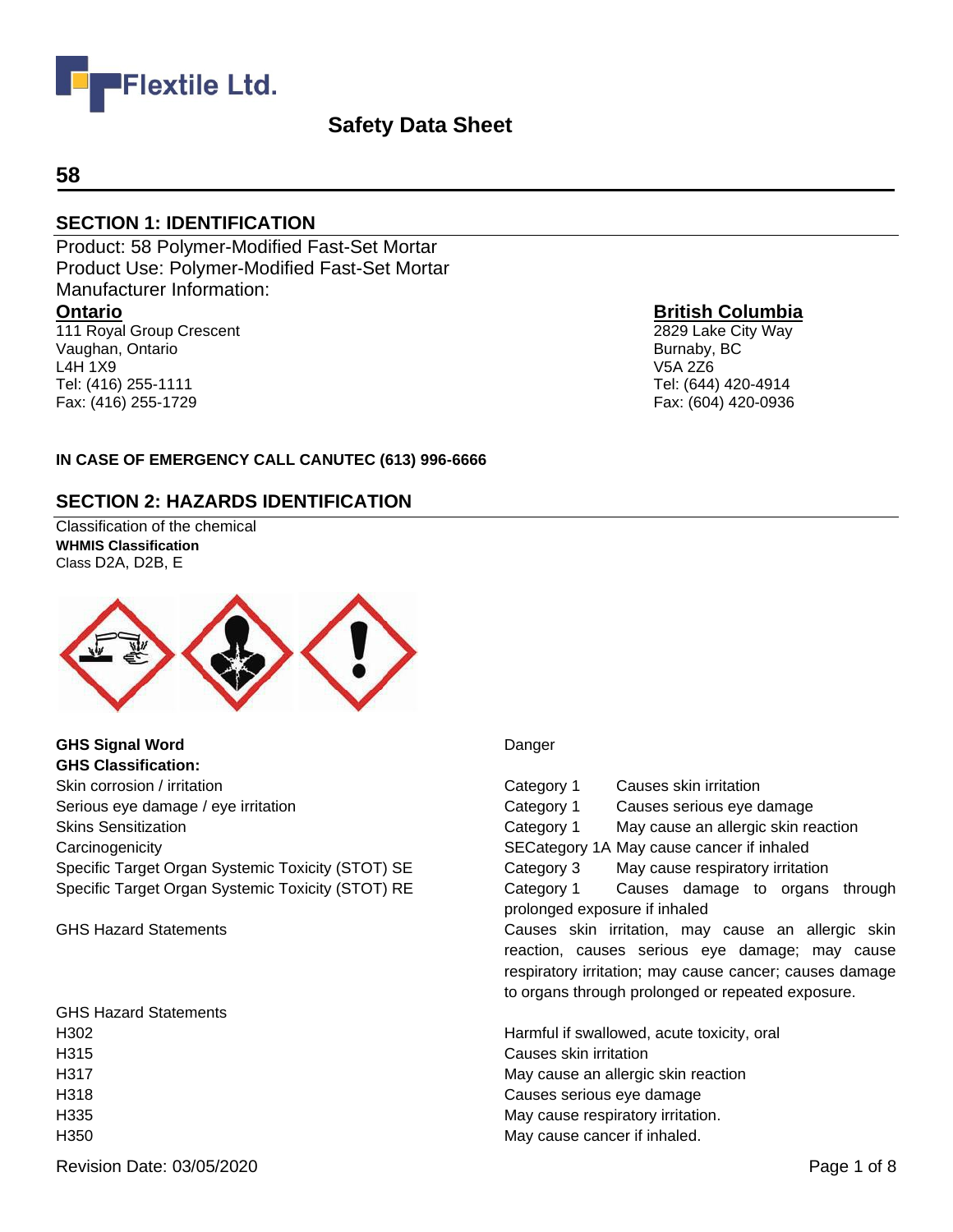Flextile Ltd.

# Safety Data Sheet

## 58

## SECTION 1: IDENTIFICATION

Product: 58 Polymer-Modified Fast-Set Mortar
Product Use: Polymer-Modified Fast-Set Mortar
Manufacturer Information:

**Ontario**
111 Royal Group Crescent
Vaughan, Ontario
L4H 1X9
Tel: (416) 255-1111
Fax: (416) 255-1729

**British Columbia**
2829 Lake City Way
Burnaby, BC
V5A 2Z6
Tel: (644) 420-4914
Fax: (604) 420-0936

**IN CASE OF EMERGENCY CALL CANUTEC (613) 996-6666**

## SECTION 2: HAZARDS IDENTIFICATION

Classification of the chemical
**WHMIS Classification**
Class D2A, D2B, E

**GHS Signal Word** Danger

**GHS Classification:**

| | | |
|---|---|---|
| Skin corrosion / irritation | Category 1 | Causes skin irritation |
| Serious eye damage / eye irritation | Category 1 | Causes serious eye damage |
| Skins Sensitization | Category 1 | May cause an allergic skin reaction |
| Carcinogenicity | SECategory 1A | May cause cancer if inhaled |
| Specific Target Organ Systemic Toxicity (STOT) SE | Category 3 | May cause respiratory irritation |
| Specific Target Organ Systemic Toxicity (STOT) RE | Category 1 | Causes damage to organs through prolonged exposure if inhaled |

GHS Hazard Statements: Causes skin irritation, may cause an allergic skin reaction, causes serious eye damage; may cause respiratory irritation; may cause cancer; causes damage to organs through prolonged or repeated exposure.

| GHS Hazard Statements | |
|---|---|
| H302 | Harmful if swallowed, acute toxicity, oral |
| H315 | Causes skin irritation |
| H317 | May cause an allergic skin reaction |
| H318 | Causes serious eye damage |
| H335 | May cause respiratory irritation. |
| H350 | May cause cancer if inhaled. |

Revision Date: 03/05/2020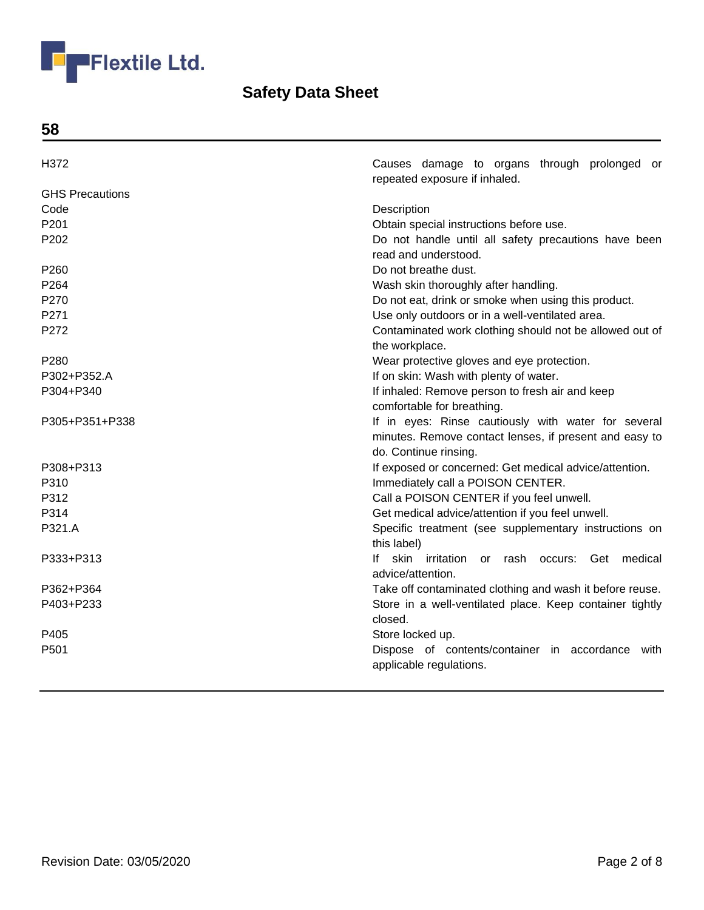# Flextile Ltd.

## Safety Data Sheet

## 58

| | |
|---|---|
| H372 | Causes damage to organs through prolonged or repeated exposure if inhaled. |

GHS Precautions

| Code | Description |
|---|---|
| P201 | Obtain special instructions before use. |
| P202 | Do not handle until all safety precautions have been read and understood. |
| P260 | Do not breathe dust. |
| P264 | Wash skin thoroughly after handling. |
| P270 | Do not eat, drink or smoke when using this product. |
| P271 | Use only outdoors or in a well-ventilated area. |
| P272 | Contaminated work clothing should not be allowed out of the workplace. |
| P280 | Wear protective gloves and eye protection. |
| P302+P352.A | If on skin: Wash with plenty of water. |
| P304+P340 | If inhaled: Remove person to fresh air and keep comfortable for breathing. |
| P305+P351+P338 | If in eyes: Rinse cautiously with water for several minutes. Remove contact lenses, if present and easy to do. Continue rinsing. |
| P308+P313 | If exposed or concerned: Get medical advice/attention. |
| P310 | Immediately call a POISON CENTER. |
| P312 | Call a POISON CENTER if you feel unwell. |
| P314 | Get medical advice/attention if you feel unwell. |
| P321.A | Specific treatment (see supplementary instructions on this label) |
| P333+P313 | If skin irritation or rash occurs: Get medical advice/attention. |
| P362+P364 | Take off contaminated clothing and wash it before reuse. |
| P403+P233 | Store in a well-ventilated place. Keep container tightly closed. |
| P405 | Store locked up. |
| P501 | Dispose of contents/container in accordance with applicable regulations. |

Revision Date: 03/05/2020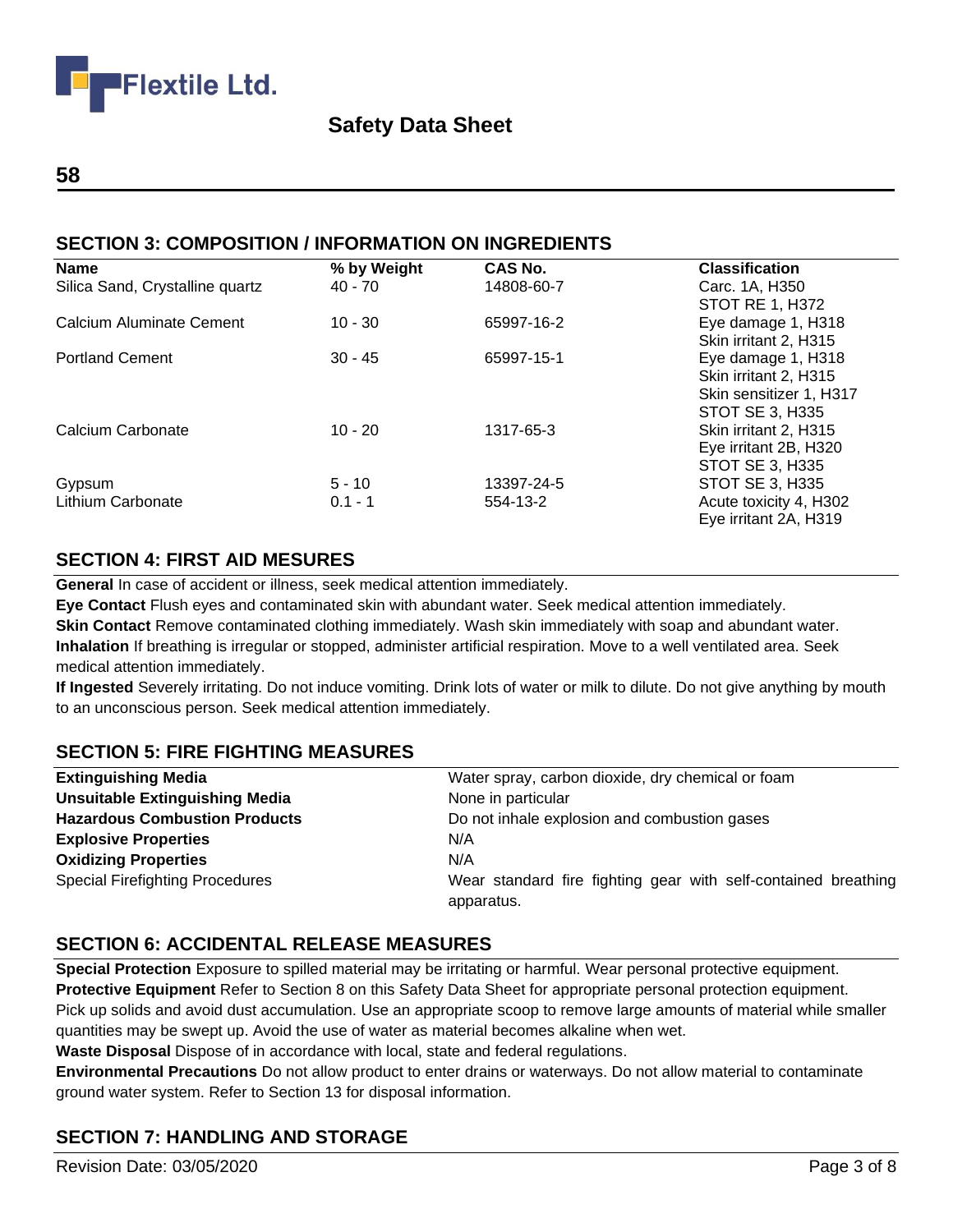**58**

## SECTION 3: COMPOSITION / INFORMATION ON INGREDIENTS

| Name | % by Weight | CAS No. | Classification |
|---|---|---|---|
| Silica Sand, Crystalline quartz | 40 - 70 | 14808-60-7 | Carc. 1A, H350<br>STOT RE 1, H372 |
| Calcium Aluminate Cement | 10 - 30 | 65997-16-2 | Eye damage 1, H318<br>Skin irritant 2, H315 |
| Portland Cement | 30 - 45 | 65997-15-1 | Eye damage 1, H318<br>Skin irritant 2, H315<br>Skin sensitizer 1, H317<br>STOT SE 3, H335 |
| Calcium Carbonate | 10 - 20 | 1317-65-3 | Skin irritant 2, H315<br>Eye irritant 2B, H320<br>STOT SE 3, H335 |
| Gypsum | 5 - 10 | 13397-24-5 | STOT SE 3, H335 |
| Lithium Carbonate | 0.1 - 1 | 554-13-2 | Acute toxicity 4, H302<br>Eye irritant 2A, H319 |

## SECTION 4: FIRST AID MESURES

**General** In case of accident or illness, seek medical attention immediately.

**Eye Contact** Flush eyes and contaminated skin with abundant water. Seek medical attention immediately.

**Skin Contact** Remove contaminated clothing immediately. Wash skin immediately with soap and abundant water.

**Inhalation** If breathing is irregular or stopped, administer artificial respiration. Move to a well ventilated area. Seek medical attention immediately.

**If Ingested** Severely irritating. Do not induce vomiting. Drink lots of water or milk to dilute. Do not give anything by mouth to an unconscious person. Seek medical attention immediately.

## SECTION 5: FIRE FIGHTING MEASURES

| | |
|---|---|
| **Extinguishing Media** | Water spray, carbon dioxide, dry chemical or foam |
| **Unsuitable Extinguishing Media** | None in particular |
| **Hazardous Combustion Products** | Do not inhale explosion and combustion gases |
| **Explosive Properties** | N/A |
| **Oxidizing Properties** | N/A |
| Special Firefighting Procedures | Wear standard fire fighting gear with self-contained breathing apparatus. |

## SECTION 6: ACCIDENTAL RELEASE MEASURES

**Special Protection** Exposure to spilled material may be irritating or harmful. Wear personal protective equipment.

**Protective Equipment** Refer to Section 8 on this Safety Data Sheet for appropriate personal protection equipment. Pick up solids and avoid dust accumulation. Use an appropriate scoop to remove large amounts of material while smaller quantities may be swept up. Avoid the use of water as material becomes alkaline when wet.

**Waste Disposal** Dispose of in accordance with local, state and federal regulations.

**Environmental Precautions** Do not allow product to enter drains or waterways. Do not allow material to contaminate ground water system. Refer to Section 13 for disposal information.

## SECTION 7: HANDLING AND STORAGE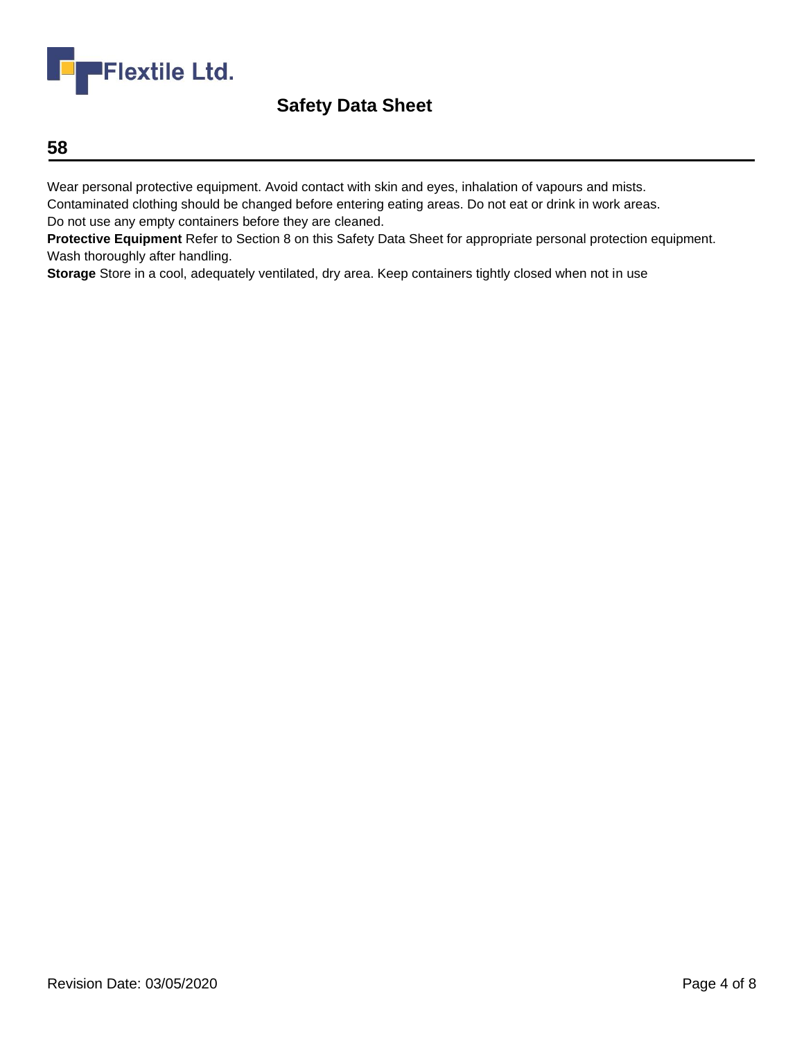## 58

Wear personal protective equipment. Avoid contact with skin and eyes, inhalation of vapours and mists.
Contaminated clothing should be changed before entering eating areas. Do not eat or drink in work areas.
Do not use any empty containers before they are cleaned.
**Protective Equipment** Refer to Section 8 on this Safety Data Sheet for appropriate personal protection equipment.
Wash thoroughly after handling.
**Storage** Store in a cool, adequately ventilated, dry area. Keep containers tightly closed when not in use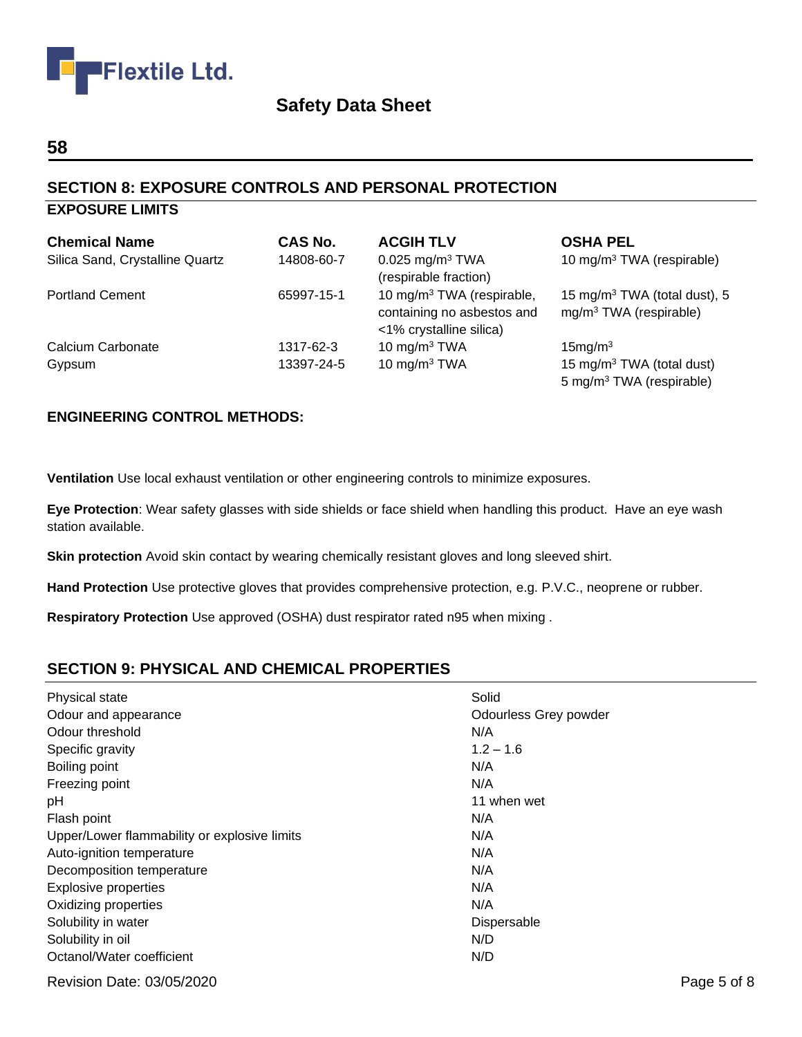# Flextile Ltd.

## Safety Data Sheet

**58**

## SECTION 8: EXPOSURE CONTROLS AND PERSONAL PROTECTION

### EXPOSURE LIMITS

| Chemical Name | CAS No. | ACGIH TLV | OSHA PEL |
|---|---|---|---|
| Silica Sand, Crystalline Quartz | 14808-60-7 | 0.025 mg/m$^3$ TWA (respirable fraction) | 10 mg/m$^3$ TWA (respirable) |
| Portland Cement | 65997-15-1 | 10 mg/m$^3$ TWA (respirable, containing no asbestos and <1% crystalline silica) | 15 mg/m$^3$ TWA (total dust), 5 mg/m$^3$ TWA (respirable) |
| Calcium Carbonate | 1317-62-3 | 10 mg/m$^3$ TWA | 15mg/m$^3$ |
| Gypsum | 13397-24-5 | 10 mg/m$^3$ TWA | 15 mg/m$^3$ TWA (total dust) 5 mg/m$^3$ TWA (respirable) |

### ENGINEERING CONTROL METHODS:

**Ventilation** Use local exhaust ventilation or other engineering controls to minimize exposures.

**Eye Protection**: Wear safety glasses with side shields or face shield when handling this product. Have an eye wash station available.

**Skin protection** Avoid skin contact by wearing chemically resistant gloves and long sleeved shirt.

**Hand Protection** Use protective gloves that provides comprehensive protection, e.g. P.V.C., neoprene or rubber.

**Respiratory Protection** Use approved (OSHA) dust respirator rated n95 when mixing .

## SECTION 9: PHYSICAL AND CHEMICAL PROPERTIES

| | |
|---|---|
| Physical state | Solid |
| Odour and appearance | Odourless Grey powder |
| Odour threshold | N/A |
| Specific gravity | 1.2 – 1.6 |
| Boiling point | N/A |
| Freezing point | N/A |
| pH | 11 when wet |
| Flash point | N/A |
| Upper/Lower flammability or explosive limits | N/A |
| Auto-ignition temperature | N/A |
| Decomposition temperature | N/A |
| Explosive properties | N/A |
| Oxidizing properties | N/A |
| Solubility in water | Dispersable |
| Solubility in oil | N/D |
| Octanol/Water coefficient | N/D |

Revision Date: 03/05/2020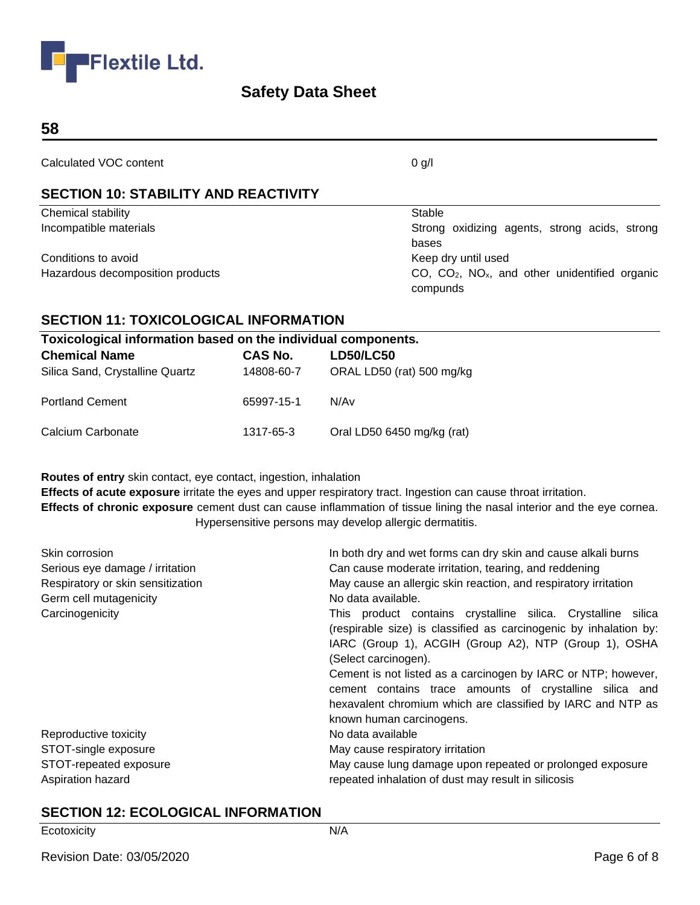## 58

| | |
|---|---|
| Calculated VOC content | 0 g/l |

## SECTION 10: STABILITY AND REACTIVITY

| | |
|---|---|
| Chemical stability | Stable |
| Incompatible materials | Strong oxidizing agents, strong acids, strong bases |
| Conditions to avoid | Keep dry until used |
| Hazardous decomposition products | CO, $CO_2$, $NO_x$, and other unidentified organic compunds |

## SECTION 11: TOXICOLOGICAL INFORMATION

**Toxicological information based on the individual components.**

| Chemical Name | CAS No. | LD50/LC50 |
|---|---|---|
| Silica Sand, Crystalline Quartz | 14808-60-7 | ORAL LD50 (rat) 500 mg/kg |
| Portland Cement | 65997-15-1 | N/Av |
| Calcium Carbonate | 1317-65-3 | Oral LD50 6450 mg/kg (rat) |

**Routes of entry** skin contact, eye contact, ingestion, inhalation

**Effects of acute exposure** irritate the eyes and upper respiratory tract. Ingestion can cause throat irritation.

**Effects of chronic exposure** cement dust can cause inflammation of tissue lining the nasal interior and the eye cornea. Hypersensitive persons may develop allergic dermatitis.

| | |
|---|---|
| Skin corrosion | In both dry and wet forms can dry skin and cause alkali burns |
| Serious eye damage / irritation | Can cause moderate irritation, tearing, and reddening |
| Respiratory or skin sensitization | May cause an allergic skin reaction, and respiratory irritation |
| Germ cell mutagenicity | No data available. |
| Carcinogenicity | This product contains crystalline silica. Crystalline silica (respirable size) is classified as carcinogenic by inhalation by: IARC (Group 1), ACGIH (Group A2), NTP (Group 1), OSHA (Select carcinogen).<br>Cement is not listed as a carcinogen by IARC or NTP; however, cement contains trace amounts of crystalline silica and hexavalent chromium which are classified by IARC and NTP as known human carcinogens. |
| Reproductive toxicity | No data available |
| STOT-single exposure | May cause respiratory irritation |
| STOT-repeated exposure | May cause lung damage upon repeated or prolonged exposure |
| Aspiration hazard | repeated inhalation of dust may result in silicosis |

## SECTION 12: ECOLOGICAL INFORMATION

| | |
|---|---|
| Ecotoxicity | N/A |

Revision Date: 03/05/2020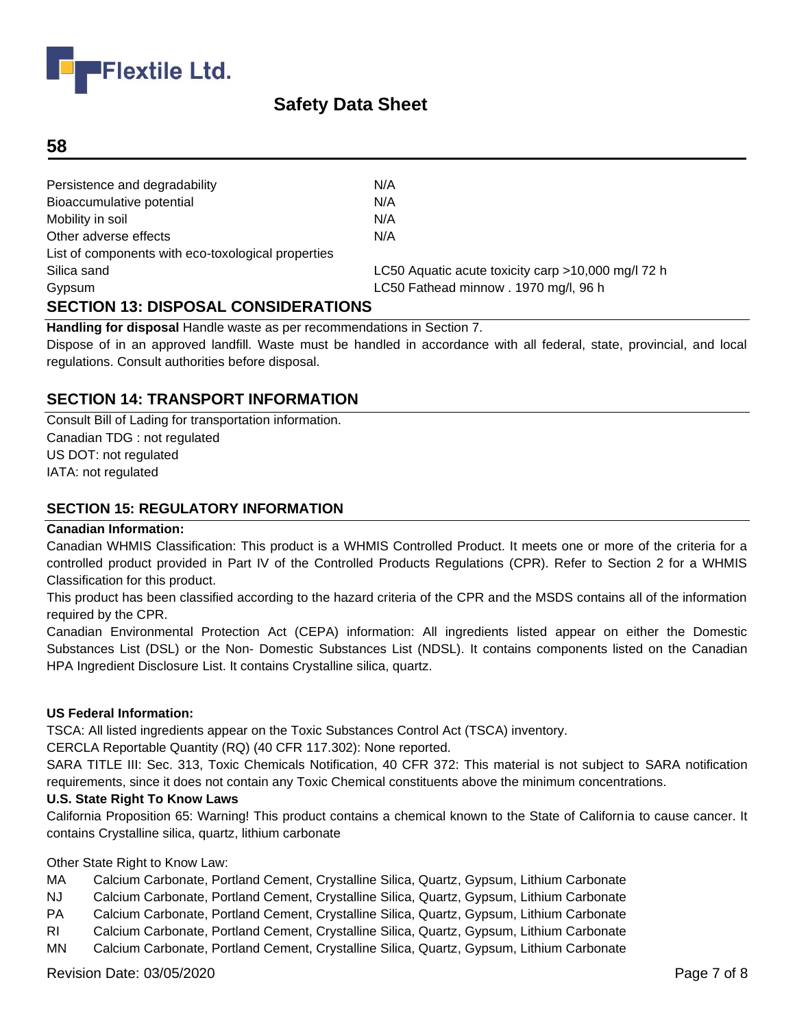| | |
|---|---|
| Persistence and degradability | N/A |
| Bioaccumulative potential | N/A |
| Mobility in soil | N/A |
| Other adverse effects | N/A |
| List of components with eco-toxological properties | |
| Silica sand | LC50 Aquatic acute toxicity carp >10,000 mg/l 72 h |
| Gypsum | LC50 Fathead minnow . 1970 mg/l, 96 h |

## SECTION 13: DISPOSAL CONSIDERATIONS

**Handling for disposal** Handle waste as per recommendations in Section 7.

Dispose of in an approved landfill. Waste must be handled in accordance with all federal, state, provincial, and local regulations. Consult authorities before disposal.

## SECTION 14: TRANSPORT INFORMATION

Consult Bill of Lading for transportation information.
Canadian TDG : not regulated
US DOT: not regulated
IATA: not regulated

## SECTION 15: REGULATORY INFORMATION

**Canadian Information:**

Canadian WHMIS Classification: This product is a WHMIS Controlled Product. It meets one or more of the criteria for a controlled product provided in Part IV of the Controlled Products Regulations (CPR). Refer to Section 2 for a WHMIS Classification for this product.

This product has been classified according to the hazard criteria of the CPR and the MSDS contains all of the information required by the CPR.

Canadian Environmental Protection Act (CEPA) information: All ingredients listed appear on either the Domestic Substances List (DSL) or the Non- Domestic Substances List (NDSL). It contains components listed on the Canadian HPA Ingredient Disclosure List. It contains Crystalline silica, quartz.

**US Federal Information:**

TSCA: All listed ingredients appear on the Toxic Substances Control Act (TSCA) inventory.

CERCLA Reportable Quantity (RQ) (40 CFR 117.302): None reported.

SARA TITLE III: Sec. 313, Toxic Chemicals Notification, 40 CFR 372: This material is not subject to SARA notification requirements, since it does not contain any Toxic Chemical constituents above the minimum concentrations.

**U.S. State Right To Know Laws**

California Proposition 65: Warning! This product contains a chemical known to the State of California to cause cancer. It contains Crystalline silica, quartz, lithium carbonate

Other State Right to Know Law:

| | |
|---|---|
| MA | Calcium Carbonate, Portland Cement, Crystalline Silica, Quartz, Gypsum, Lithium Carbonate |
| NJ | Calcium Carbonate, Portland Cement, Crystalline Silica, Quartz, Gypsum, Lithium Carbonate |
| PA | Calcium Carbonate, Portland Cement, Crystalline Silica, Quartz, Gypsum, Lithium Carbonate |
| RI | Calcium Carbonate, Portland Cement, Crystalline Silica, Quartz, Gypsum, Lithium Carbonate |
| MN | Calcium Carbonate, Portland Cement, Crystalline Silica, Quartz, Gypsum, Lithium Carbonate |

Revision Date: 03/05/2020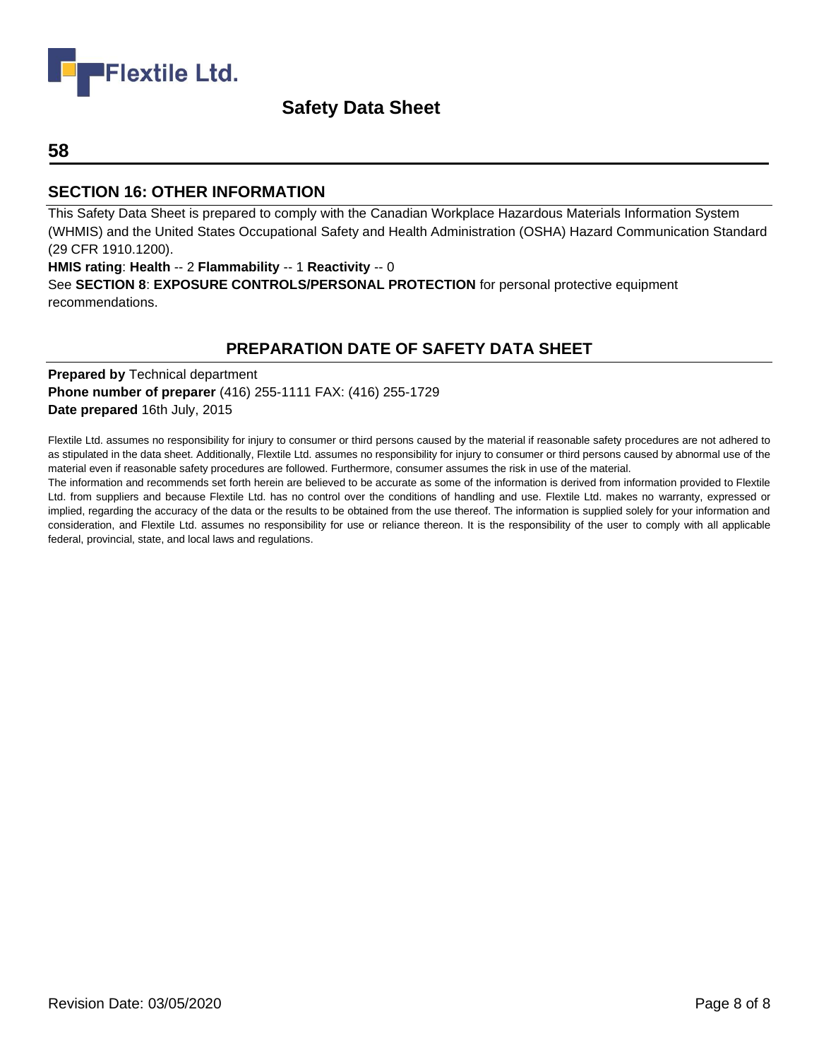## SECTION 16: OTHER INFORMATION

This Safety Data Sheet is prepared to comply with the Canadian Workplace Hazardous Materials Information System (WHMIS) and the United States Occupational Safety and Health Administration (OSHA) Hazard Communication Standard (29 CFR 1910.1200).

**HMIS rating**: **Health** -- 2 **Flammability** -- 1 **Reactivity** -- 0

See **SECTION 8**: **EXPOSURE CONTROLS/PERSONAL PROTECTION** for personal protective equipment recommendations.

## PREPARATION DATE OF SAFETY DATA SHEET

**Prepared by** Technical department
**Phone number of preparer** (416) 255-1111 FAX: (416) 255-1729
**Date prepared** 16th July, 2015

Flextile Ltd. assumes no responsibility for injury to consumer or third persons caused by the material if reasonable safety procedures are not adhered to as stipulated in the data sheet. Additionally, Flextile Ltd. assumes no responsibility for injury to consumer or third persons caused by abnormal use of the material even if reasonable safety procedures are followed. Furthermore, consumer assumes the risk in use of the material.

The information and recommends set forth herein are believed to be accurate as some of the information is derived from information provided to Flextile Ltd. from suppliers and because Flextile Ltd. has no control over the conditions of handling and use. Flextile Ltd. makes no warranty, expressed or implied, regarding the accuracy of the data or the results to be obtained from the use thereof. The information is supplied solely for your information and consideration, and Flextile Ltd. assumes no responsibility for use or reliance thereon. It is the responsibility of the user to comply with all applicable federal, provincial, state, and local laws and regulations.